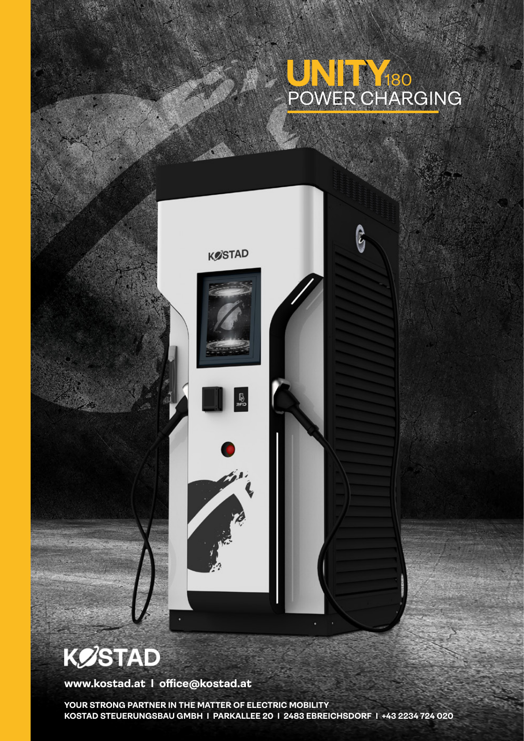# UNITY180
## POWER CHARGING

# KOSTAD

**www.kostad.at | office@kostad.at**

**YOUR STRONG PARTNER IN THE MATTER OF ELECTRIC MOBILITY**
**KOSTAD STEUERUNGSBAU GMBH | PARKALLEE 20 | 2483 EBREICHSDORF | +43 2234 724 020**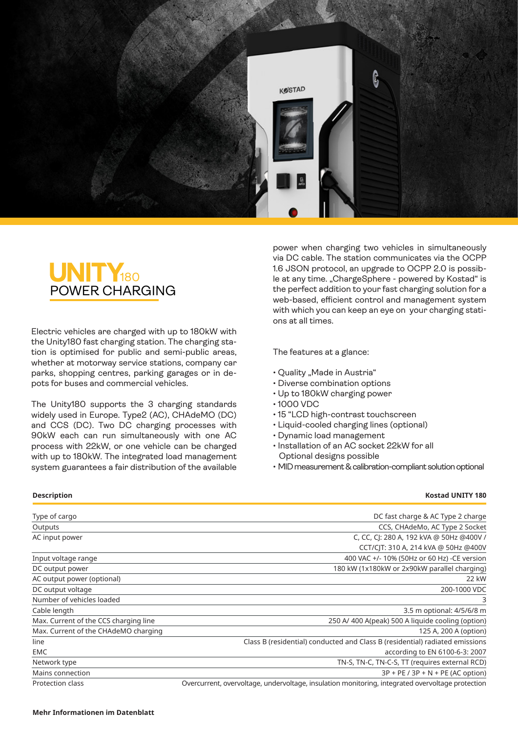# UNITY180
## POWER CHARGING

Electric vehicles are charged with up to 180kW with the Unity180 fast charging station. The charging station is optimised for public and semi-public areas, whether at motorway service stations, company car parks, shopping centres, parking garages or in depots for buses and commercial vehicles.

The Unity180 supports the 3 charging standards widely used in Europe. Type2 (AC), CHAdeMO (DC) and CCS (DC). Two DC charging processes with 90kW each can run simultaneously with one AC process with 22kW, or one vehicle can be charged with up to 180kW. The integrated load management system guarantees a fair distribution of the available power when charging two vehicles in simultaneously via DC cable. The station communicates via the OCPP 1.6 JSON protocol, an upgrade to OCPP 2.0 is possible at any time. „ChargeSphere - powered by Kostad" is the perfect addition to your fast charging solution for a web-based, efficient control and management system with which you can keep an eye on your charging stations at all times.

The features at a glance:

- Quality „Made in Austria"
- Diverse combination options
- Up to 180kW charging power
- 1000 VDC
- 15 "LCD high-contrast touchscreen
- Liquid-cooled charging lines (optional)
- Dynamic load management
- Installation of an AC socket 22kW for all Optional designs possible
- MID measurement & calibration-compliant solution optional

| **Description** | **Kostad UNITY 180** |
|---|---|
| Type of cargo | DC fast charge & AC Type 2 charge |
| Outputs | CCS, CHAdeMo, AC Type 2 Socket |
| AC input power | C, CC, CJ: 280 A, 192 kVA @ 50Hz @400V / CCT/CJT: 310 A, 214 kVA @ 50Hz @400V |
| Input voltage range | 400 VAC +/- 10% (50Hz or 60 Hz) -CE version |
| DC output power | 180 kW (1x180kW or 2x90kW parallel charging) |
| AC output power (optional) | 22 kW |
| DC output voltage | 200-1000 VDC |
| Number of vehicles loaded | 3 |
| Cable length | 3.5 m optional: 4/5/6/8 m |
| Max. Current of the CCS charging line | 250 A/ 400 A(peak) 500 A liquide cooling (option) |
| Max. Current of the CHAdeMO charging | 125 A, 200 A (option) |
| line | Class B (residential) conducted and Class B (residential) radiated emissions |
| EMC | according to EN 6100-6-3: 2007 |
| Network type | TN-S, TN-C, TN-C-S, TT (requires external RCD) |
| Mains connection | 3P + PE / 3P + N + PE (AC option) |
| Protection class | Overcurrent, overvoltage, undervoltage, insulation monitoring, integrated overvoltage protection |

**Mehr Informationen im Datenblatt**